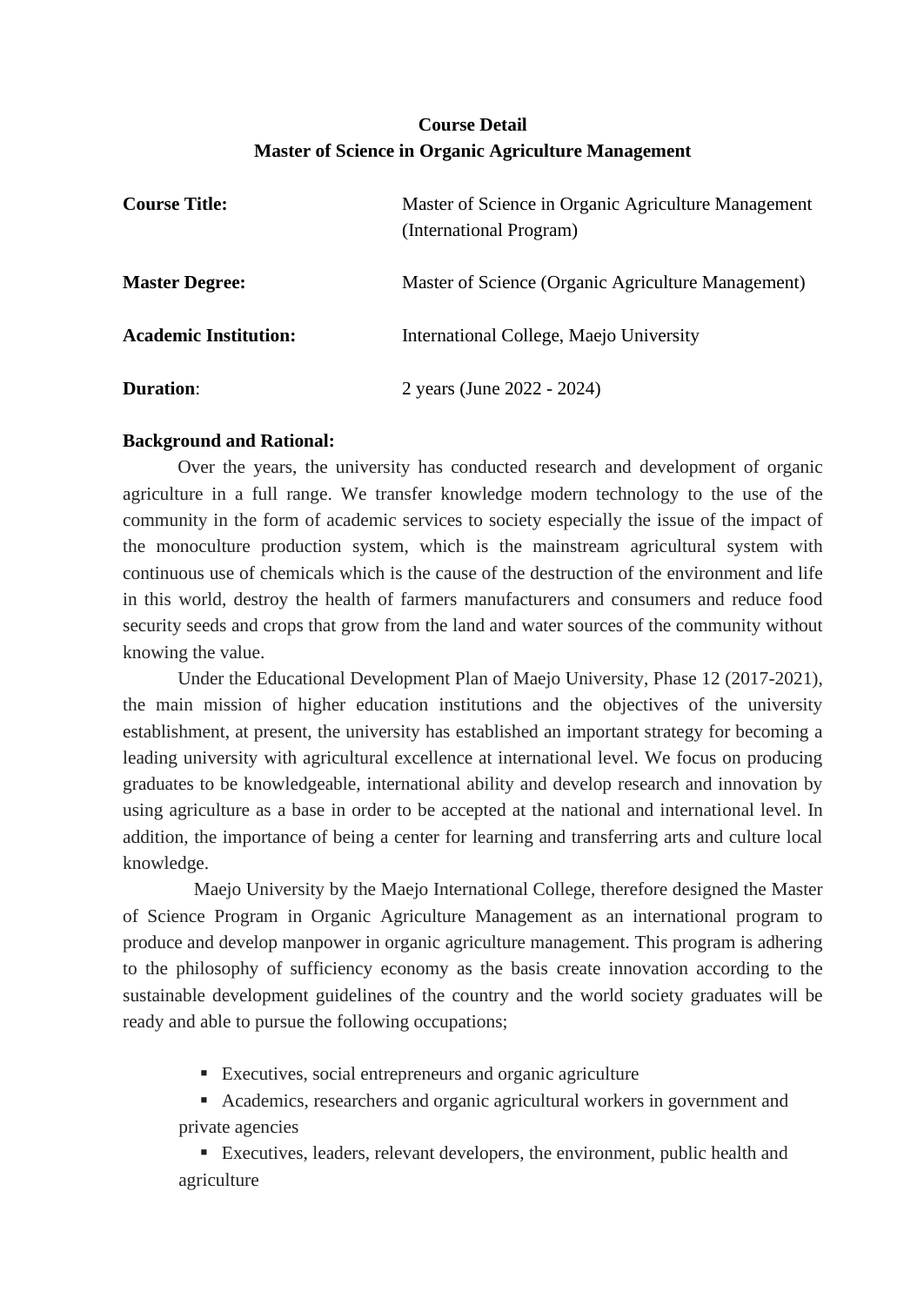# Course Detail
# Master of Science in Organic Agriculture Management

| | |
|---|---|
| **Course Title:** | Master of Science in Organic Agriculture Management (International Program) |
| **Master Degree:** | Master of Science (Organic Agriculture Management) |
| **Academic Institution:** | International College, Maejo University |
| **Duration**: | 2 years (June 2022 - 2024) |

**Background and Rational:**

Over the years, the university has conducted research and development of organic agriculture in a full range. We transfer knowledge modern technology to the use of the community in the form of academic services to society especially the issue of the impact of the monoculture production system, which is the mainstream agricultural system with continuous use of chemicals which is the cause of the destruction of the environment and life in this world, destroy the health of farmers manufacturers and consumers and reduce food security seeds and crops that grow from the land and water sources of the community without knowing the value.

Under the Educational Development Plan of Maejo University, Phase 12 (2017-2021), the main mission of higher education institutions and the objectives of the university establishment, at present, the university has established an important strategy for becoming a leading university with agricultural excellence at international level. We focus on producing graduates to be knowledgeable, international ability and develop research and innovation by using agriculture as a base in order to be accepted at the national and international level. In addition, the importance of being a center for learning and transferring arts and culture local knowledge.

Maejo University by the Maejo International College, therefore designed the Master of Science Program in Organic Agriculture Management as an international program to produce and develop manpower in organic agriculture management. This program is adhering to the philosophy of sufficiency economy as the basis create innovation according to the sustainable development guidelines of the country and the world society graduates will be ready and able to pursue the following occupations;

- Executives, social entrepreneurs and organic agriculture
- Academics, researchers and organic agricultural workers in government and private agencies
- Executives, leaders, relevant developers, the environment, public health and agriculture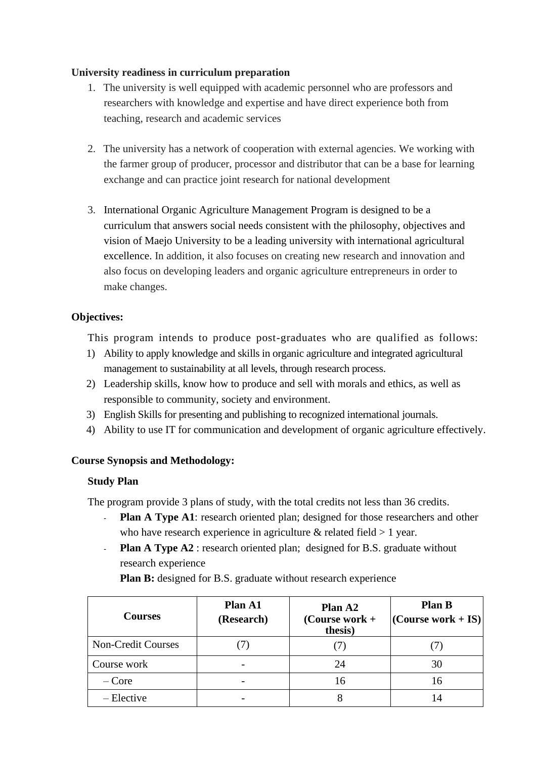**University readiness in curriculum preparation**

1. The university is well equipped with academic personnel who are professors and researchers with knowledge and expertise and have direct experience both from teaching, research and academic services

2. The university has a network of cooperation with external agencies. We working with the farmer group of producer, processor and distributor that can be a base for learning exchange and can practice joint research for national development

3. International Organic Agriculture Management Program is designed to be a curriculum that answers social needs consistent with the philosophy, objectives and vision of Maejo University to be a leading university with international agricultural excellence. In addition, it also focuses on creating new research and innovation and also focus on developing leaders and organic agriculture entrepreneurs in order to make changes.

**Objectives:**

This program intends to produce post-graduates who are qualified as follows:

1) Ability to apply knowledge and skills in organic agriculture and integrated agricultural management to sustainability at all levels, through research process.
2) Leadership skills, know how to produce and sell with morals and ethics, as well as responsible to community, society and environment.
3) English Skills for presenting and publishing to recognized international journals.
4) Ability to use IT for communication and development of organic agriculture effectively.

**Course Synopsis and Methodology:**

**Study Plan**

The program provide 3 plans of study, with the total credits not less than 36 credits.

- **Plan A Type A1**: research oriented plan; designed for those researchers and other who have research experience in agriculture & related field > 1 year.
- **Plan A Type A2** : research oriented plan; designed for B.S. graduate without research experience

  **Plan B:** designed for B.S. graduate without research experience

| Courses | Plan A1 (Research) | Plan A2 (Course work + thesis) | Plan B (Course work + IS) |
|---|---|---|---|
| Non-Credit Courses | (7) | (7) | (7) |
| Course work | - | 24 | 30 |
| – Core | - | 16 | 16 |
| – Elective | - | 8 | 14 |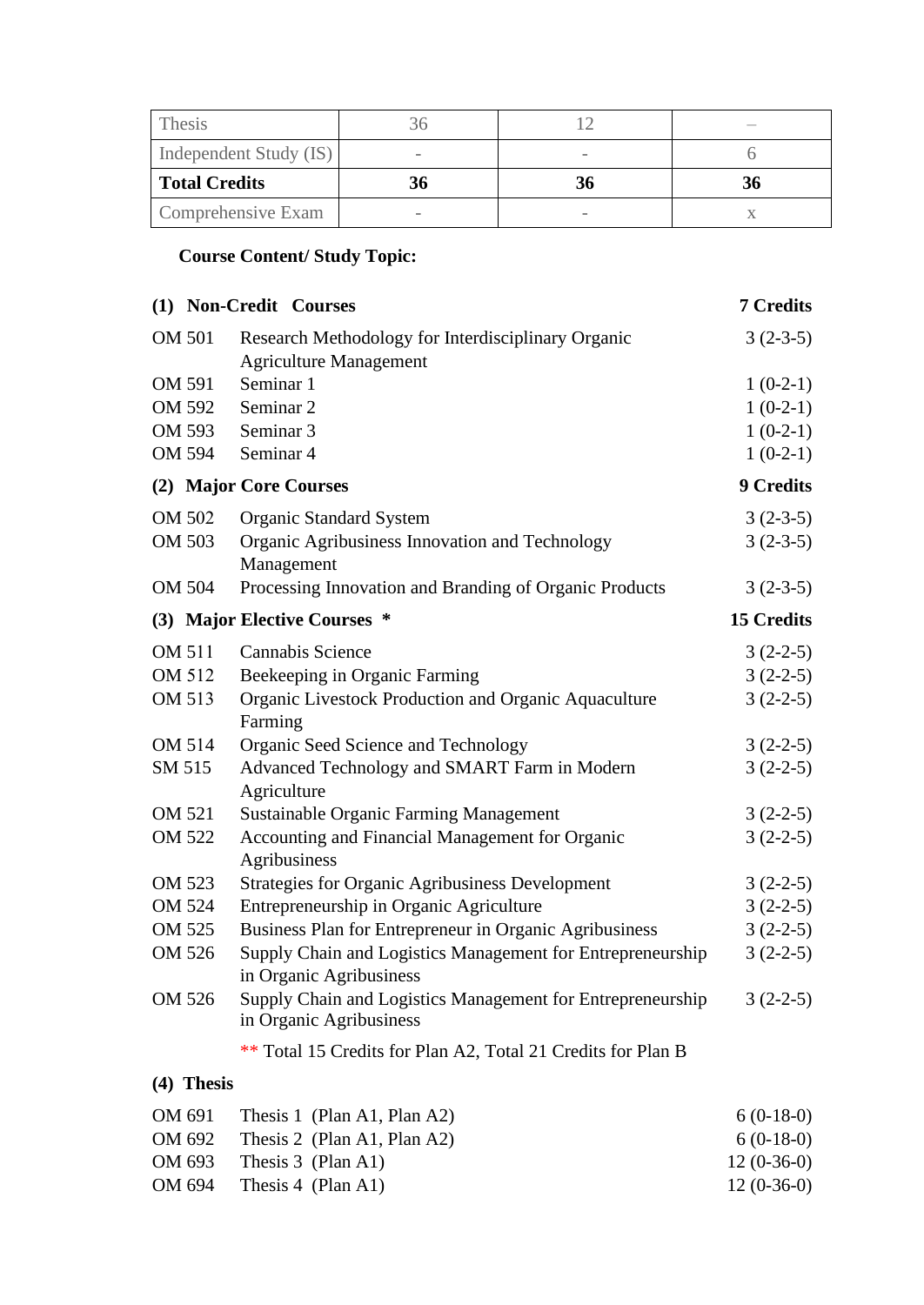| Thesis | 36 | 12 | – |
|---|---|---|---|
| Independent Study (IS) | - | - | 6 |
| **Total Credits** | **36** | **36** | **36** |
| Comprehensive Exam | - | - | x |

**Course Content/ Study Topic:**

| **(1) Non-Credit Courses** | | **7 Credits** |
|---|---|---|
| OM 501 | Research Methodology for Interdisciplinary Organic Agriculture Management | 3 (2-3-5) |
| OM 591 | Seminar 1 | 1 (0-2-1) |
| OM 592 | Seminar 2 | 1 (0-2-1) |
| OM 593 | Seminar 3 | 1 (0-2-1) |
| OM 594 | Seminar 4 | 1 (0-2-1) |
| **(2) Major Core Courses** | | **9 Credits** |
| OM 502 | Organic Standard System | 3 (2-3-5) |
| OM 503 | Organic Agribusiness Innovation and Technology Management | 3 (2-3-5) |
| OM 504 | Processing Innovation and Branding of Organic Products | 3 (2-3-5) |
| **(3) Major Elective Courses \*** | | **15 Credits** |
| OM 511 | Cannabis Science | 3 (2-2-5) |
| OM 512 | Beekeeping in Organic Farming | 3 (2-2-5) |
| OM 513 | Organic Livestock Production and Organic Aquaculture Farming | 3 (2-2-5) |
| OM 514 | Organic Seed Science and Technology | 3 (2-2-5) |
| SM 515 | Advanced Technology and SMART Farm in Modern Agriculture | 3 (2-2-5) |
| OM 521 | Sustainable Organic Farming Management | 3 (2-2-5) |
| OM 522 | Accounting and Financial Management for Organic Agribusiness | 3 (2-2-5) |
| OM 523 | Strategies for Organic Agribusiness Development | 3 (2-2-5) |
| OM 524 | Entrepreneurship in Organic Agriculture | 3 (2-2-5) |
| OM 525 | Business Plan for Entrepreneur in Organic Agribusiness | 3 (2-2-5) |
| OM 526 | Supply Chain and Logistics Management for Entrepreneurship in Organic Agribusiness | 3 (2-2-5) |
| OM 526 | Supply Chain and Logistics Management for Entrepreneurship in Organic Agribusiness | 3 (2-2-5) |
| | ** Total 15 Credits for Plan A2, Total 21 Credits for Plan B | |
| **(4) Thesis** | | |
| OM 691 | Thesis 1 (Plan A1, Plan A2) | 6 (0-18-0) |
| OM 692 | Thesis 2 (Plan A1, Plan A2) | 6 (0-18-0) |
| OM 693 | Thesis 3 (Plan A1) | 12 (0-36-0) |
| OM 694 | Thesis 4 (Plan A1) | 12 (0-36-0) |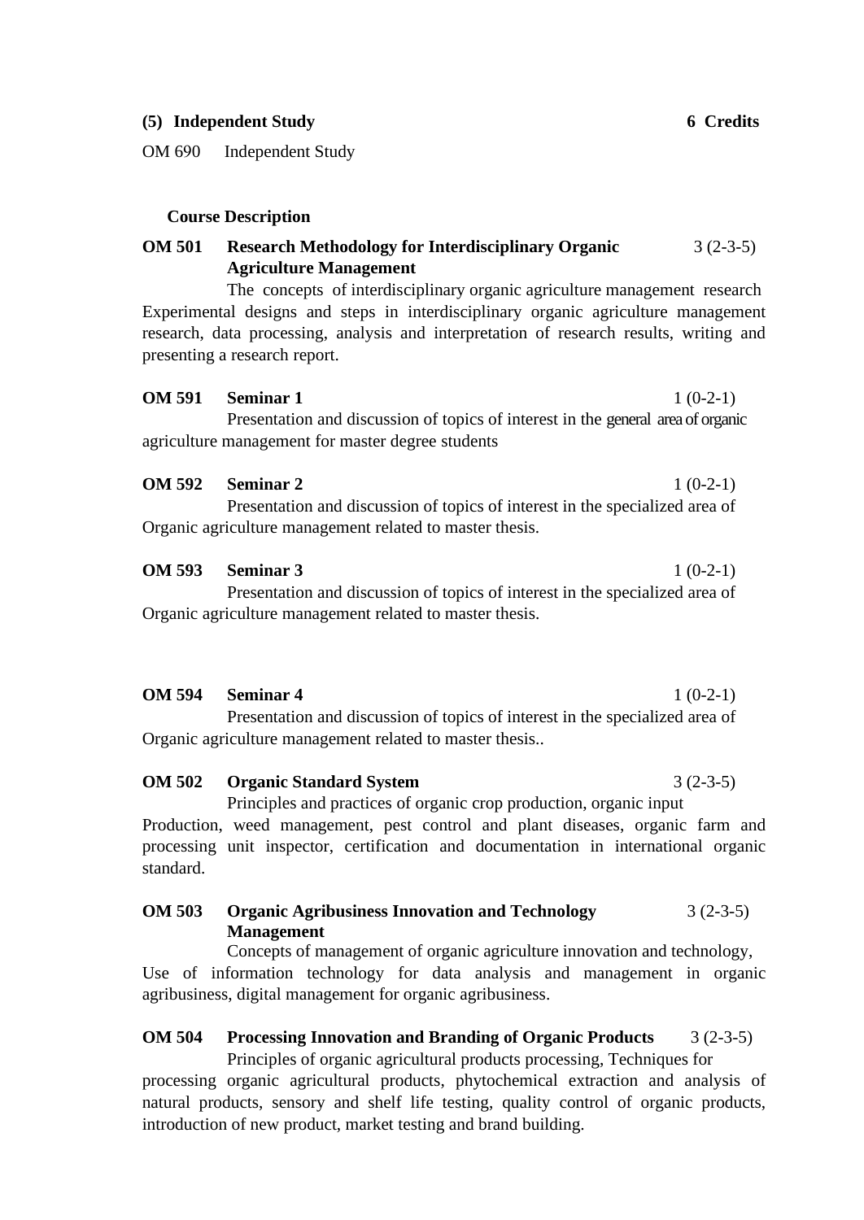**(5) Independent Study** **6 Credits**

OM 690 Independent Study

**Course Description**

**OM 501 Research Methodology for Interdisciplinary Organic Agriculture Management** 3 (2-3-5)

The concepts of interdisciplinary organic agriculture management research Experimental designs and steps in interdisciplinary organic agriculture management research, data processing, analysis and interpretation of research results, writing and presenting a research report.

**OM 591 Seminar 1** 1 (0-2-1)

Presentation and discussion of topics of interest in the general area of organic agriculture management for master degree students

**OM 592 Seminar 2** 1 (0-2-1)

Presentation and discussion of topics of interest in the specialized area of Organic agriculture management related to master thesis.

**OM 593 Seminar 3** 1 (0-2-1)

Presentation and discussion of topics of interest in the specialized area of Organic agriculture management related to master thesis.

**OM 594 Seminar 4** 1 (0-2-1)

Presentation and discussion of topics of interest in the specialized area of Organic agriculture management related to master thesis..

**OM 502 Organic Standard System** 3 (2-3-5)

Principles and practices of organic crop production, organic input Production, weed management, pest control and plant diseases, organic farm and processing unit inspector, certification and documentation in international organic standard.

**OM 503 Organic Agribusiness Innovation and Technology Management** 3 (2-3-5)

Concepts of management of organic agriculture innovation and technology, Use of information technology for data analysis and management in organic agribusiness, digital management for organic agribusiness.

**OM 504 Processing Innovation and Branding of Organic Products** 3 (2-3-5)

Principles of organic agricultural products processing, Techniques for processing organic agricultural products, phytochemical extraction and analysis of natural products, sensory and shelf life testing, quality control of organic products, introduction of new product, market testing and brand building.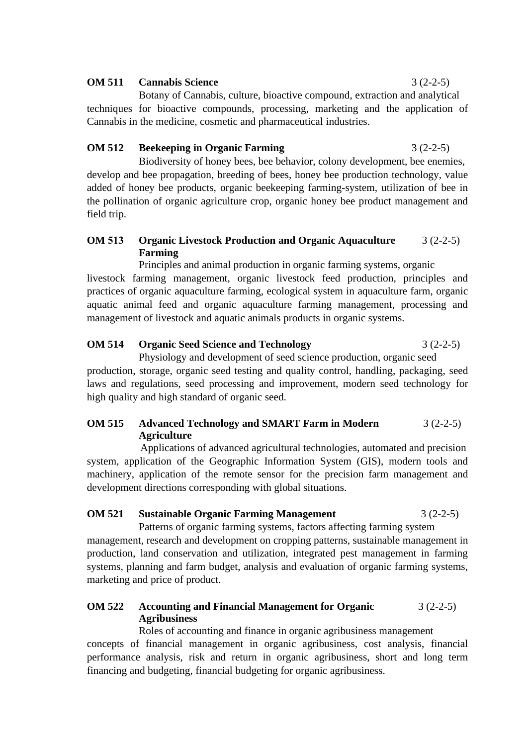**OM 511 Cannabis Science** 3 (2-2-5)

Botany of Cannabis, culture, bioactive compound, extraction and analytical techniques for bioactive compounds, processing, marketing and the application of Cannabis in the medicine, cosmetic and pharmaceutical industries.

**OM 512 Beekeeping in Organic Farming** 3 (2-2-5)

Biodiversity of honey bees, bee behavior, colony development, bee enemies, develop and bee propagation, breeding of bees, honey bee production technology, value added of honey bee products, organic beekeeping farming-system, utilization of bee in the pollination of organic agriculture crop, organic honey bee product management and field trip.

**OM 513 Organic Livestock Production and Organic Aquaculture Farming** 3 (2-2-5)

Principles and animal production in organic farming systems, organic livestock farming management, organic livestock feed production, principles and practices of organic aquaculture farming, ecological system in aquaculture farm, organic aquatic animal feed and organic aquaculture farming management, processing and management of livestock and aquatic animals products in organic systems.

**OM 514 Organic Seed Science and Technology** 3 (2-2-5)

Physiology and development of seed science production, organic seed production, storage, organic seed testing and quality control, handling, packaging, seed laws and regulations, seed processing and improvement, modern seed technology for high quality and high standard of organic seed.

**OM 515 Advanced Technology and SMART Farm in Modern Agriculture** 3 (2-2-5)

Applications of advanced agricultural technologies, automated and precision system, application of the Geographic Information System (GIS), modern tools and machinery, application of the remote sensor for the precision farm management and development directions corresponding with global situations.

**OM 521 Sustainable Organic Farming Management** 3 (2-2-5)

Patterns of organic farming systems, factors affecting farming system management, research and development on cropping patterns, sustainable management in production, land conservation and utilization, integrated pest management in farming systems, planning and farm budget, analysis and evaluation of organic farming systems, marketing and price of product.

**OM 522 Accounting and Financial Management for Organic Agribusiness** 3 (2-2-5)

Roles of accounting and finance in organic agribusiness management concepts of financial management in organic agribusiness, cost analysis, financial performance analysis, risk and return in organic agribusiness, short and long term financing and budgeting, financial budgeting for organic agribusiness.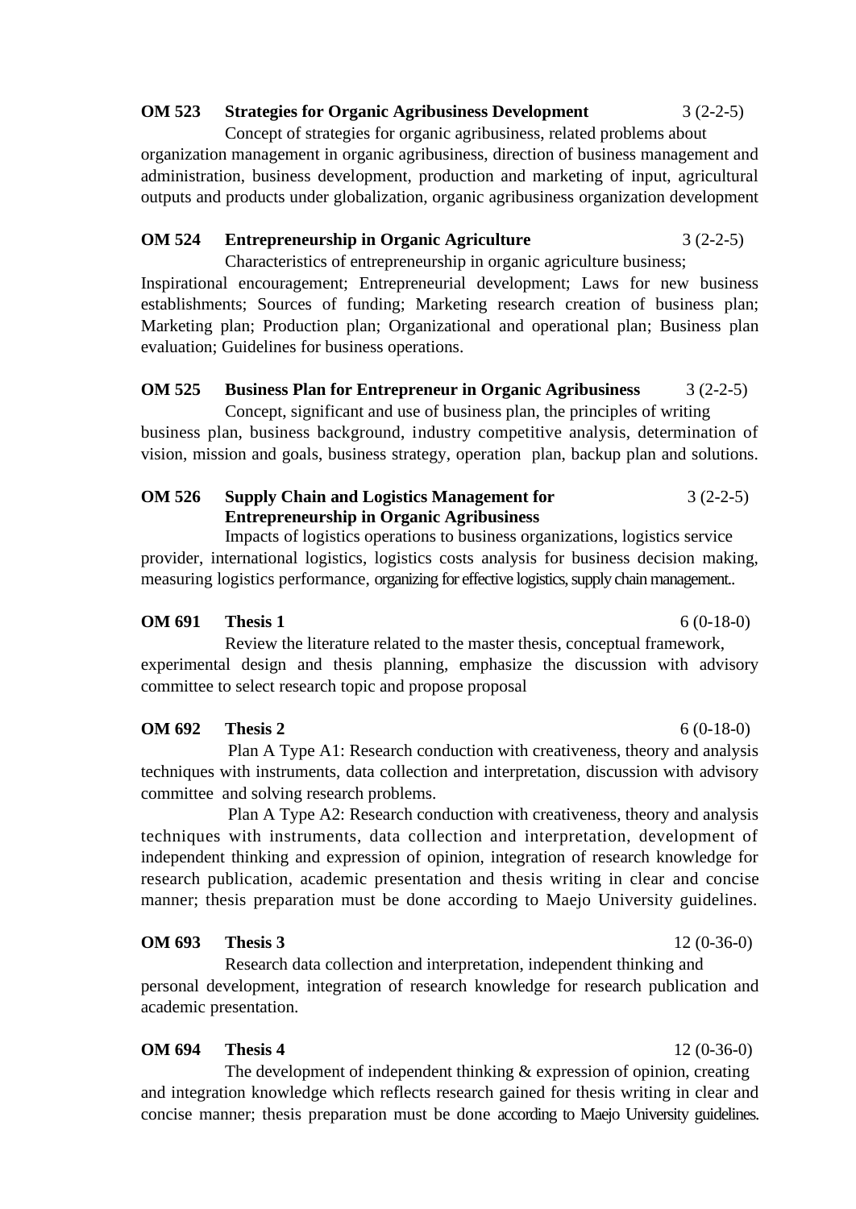**OM 523 Strategies for Organic Agribusiness Development** 3 (2-2-5)

Concept of strategies for organic agribusiness, related problems about organization management in organic agribusiness, direction of business management and administration, business development, production and marketing of input, agricultural outputs and products under globalization, organic agribusiness organization development

**OM 524 Entrepreneurship in Organic Agriculture** 3 (2-2-5)

Characteristics of entrepreneurship in organic agriculture business; Inspirational encouragement; Entrepreneurial development; Laws for new business establishments; Sources of funding; Marketing research creation of business plan; Marketing plan; Production plan; Organizational and operational plan; Business plan evaluation; Guidelines for business operations.

**OM 525 Business Plan for Entrepreneur in Organic Agribusiness** 3 (2-2-5)

Concept, significant and use of business plan, the principles of writing business plan, business background, industry competitive analysis, determination of vision, mission and goals, business strategy, operation plan, backup plan and solutions.

**OM 526 Supply Chain and Logistics Management for Entrepreneurship in Organic Agribusiness** 3 (2-2-5)

Impacts of logistics operations to business organizations, logistics service provider, international logistics, logistics costs analysis for business decision making, measuring logistics performance, organizing for effective logistics, supply chain management..

**OM 691 Thesis 1** 6 (0-18-0)

Review the literature related to the master thesis, conceptual framework, experimental design and thesis planning, emphasize the discussion with advisory committee to select research topic and propose proposal

**OM 692 Thesis 2** 6 (0-18-0)

Plan A Type A1: Research conduction with creativeness, theory and analysis techniques with instruments, data collection and interpretation, discussion with advisory committee and solving research problems.

Plan A Type A2: Research conduction with creativeness, theory and analysis techniques with instruments, data collection and interpretation, development of independent thinking and expression of opinion, integration of research knowledge for research publication, academic presentation and thesis writing in clear and concise manner; thesis preparation must be done according to Maejo University guidelines.

**OM 693 Thesis 3** 12 (0-36-0)

Research data collection and interpretation, independent thinking and personal development, integration of research knowledge for research publication and academic presentation.

**OM 694 Thesis 4** 12 (0-36-0)

The development of independent thinking & expression of opinion, creating and integration knowledge which reflects research gained for thesis writing in clear and concise manner; thesis preparation must be done according to Maejo University guidelines.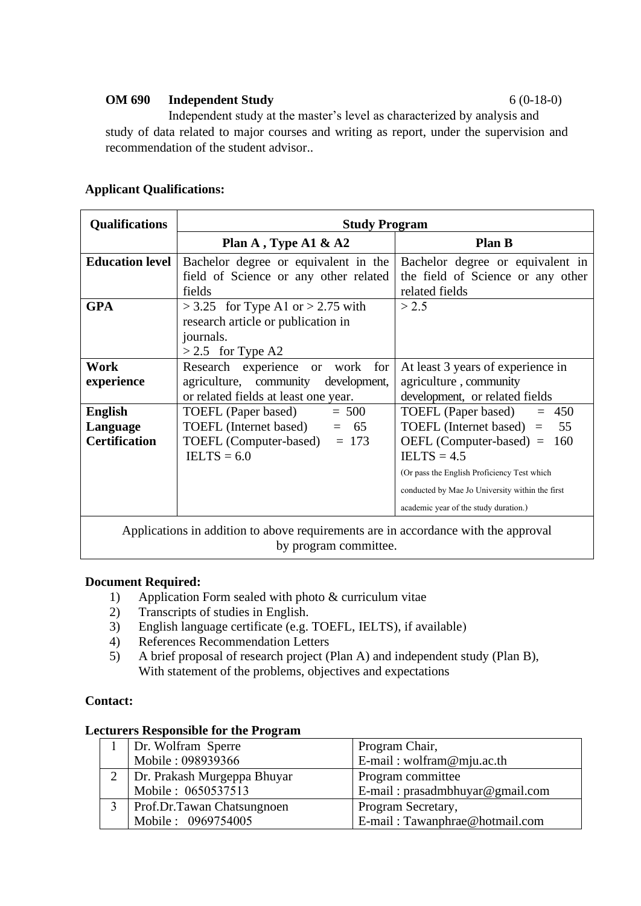**OM 690 Independent Study** 6 (0-18-0)

Independent study at the master's level as characterized by analysis and study of data related to major courses and writing as report, under the supervision and recommendation of the student advisor..

**Applicant Qualifications:**

| Qualifications | Study Program | |
|---|---|---|
| | **Plan A , Type A1 & A2** | **Plan B** |
| **Education level** | Bachelor degree or equivalent in the field of Science or any other related fields | Bachelor degree or equivalent in the field of Science or any other related fields |
| **GPA** | > 3.25 for Type A1 or > 2.75 with research article or publication in journals. > 2.5 for Type A2 | > 2.5 |
| **Work experience** | Research experience or work for agriculture, community development, or related fields at least one year. | At least 3 years of experience in agriculture , community development, or related fields |
| **English Language Certification** | TOEFL (Paper based) = 500<br>TOEFL (Internet based) = 65<br>TOEFL (Computer-based) = 173<br>IELTS = 6.0 | TOEFL (Paper based) = 450<br>TOEFL (Internet based) = 55<br>OEFL (Computer-based) = 160<br>IELTS = 4.5<br>(Or pass the English Proficiency Test which conducted by Mae Jo University within the first academic year of the study duration.) |
| Applications in addition to above requirements are in accordance with the approval by program committee. | | |

**Document Required:**

1) Application Form sealed with photo & curriculum vitae
2) Transcripts of studies in English.
3) English language certificate (e.g. TOEFL, IELTS), if available)
4) References Recommendation Letters
5) A brief proposal of research project (Plan A) and independent study (Plan B), With statement of the problems, objectives and expectations

**Contact:**

**Lecturers Responsible for the Program**

| | | |
|---|---|---|
| 1 | Dr. Wolfram Sperre<br>Mobile : 098939366 | Program Chair,<br>E-mail : wolfram@mju.ac.th |
| 2 | Dr. Prakash Murgeppa Bhuyar<br>Mobile : 0650537513 | Program committee<br>E-mail : prasadmbhuyar@gmail.com |
| 3 | Prof.Dr.Tawan Chatsungnoen<br>Mobile : 0969754005 | Program Secretary,<br>E-mail : Tawanphrae@hotmail.com |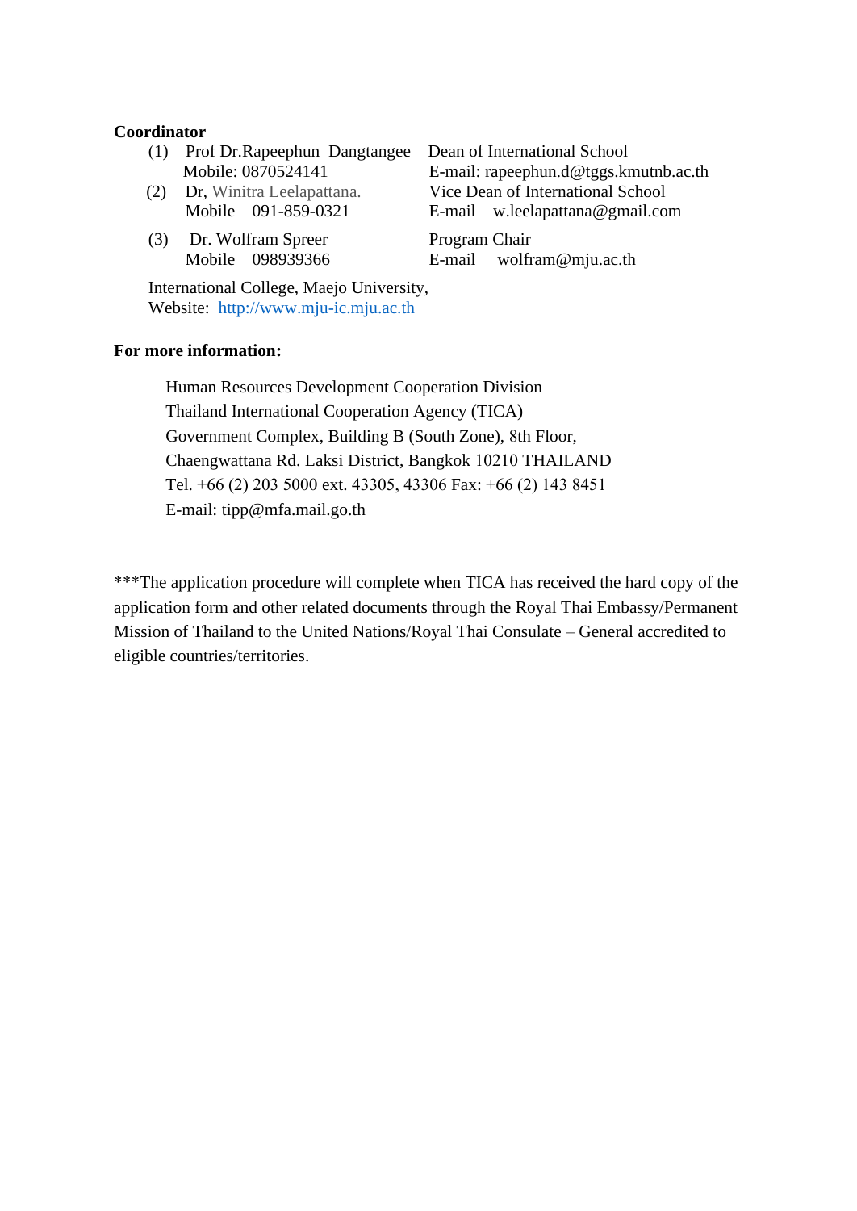**Coordinator**

(1) Prof Dr.Rapeephun Dangtangee — Dean of International School
Mobile: 0870524141 — E-mail: rapeephun.d@tggs.kmutnb.ac.th

(2) Dr, Winitra Leelapattana. — Vice Dean of International School
Mobile 091-859-0321 — E-mail w.leelapattana@gmail.com

(3) Dr. Wolfram Spreer — Program Chair
Mobile 098939366 — E-mail wolfram@mju.ac.th

International College, Maejo University,
Website: [http://www.mju-ic.mju.ac.th](http://www.mju-ic.mju.ac.th)

**For more information:**

Human Resources Development Cooperation Division
Thailand International Cooperation Agency (TICA)
Government Complex, Building B (South Zone), 8th Floor,
Chaengwattana Rd. Laksi District, Bangkok 10210 THAILAND
Tel. +66 (2) 203 5000 ext. 43305, 43306 Fax: +66 (2) 143 8451
E-mail: tipp@mfa.mail.go.th

***The application procedure will complete when TICA has received the hard copy of the application form and other related documents through the Royal Thai Embassy/Permanent Mission of Thailand to the United Nations/Royal Thai Consulate – General accredited to eligible countries/territories.